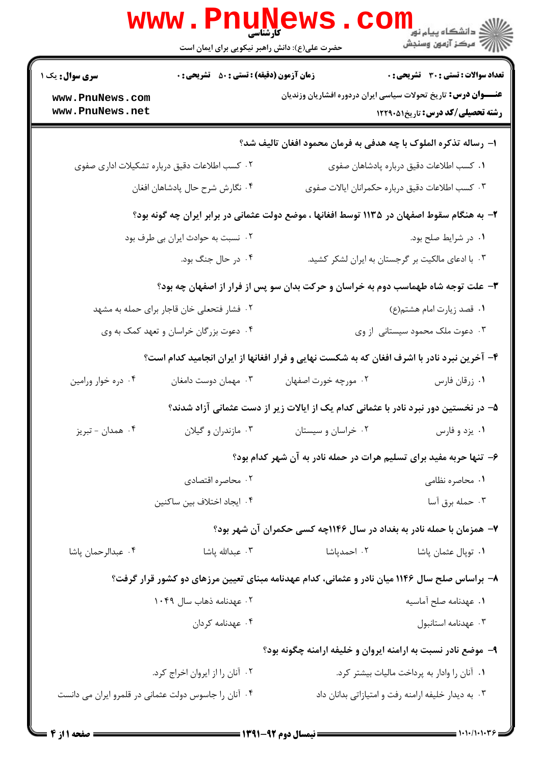کارشناسی

حضرت علی(ع): دانش راهبر نیکویی برای ایمان است

**سری سوال:** یک ۱

**زمان آزمون (دقیقه) : تستی : ۵۰ تشریحی : ۰**

**تعداد سوالات : تستی : ۳۰ تشریحی : ۰**

**عنـــوان درس:** تاریخ تحولات سیاسی ایران دردوره افشاریان وزندیان

**رشته تحصیلی/کد درس:** تاریخ۱۲۲۹۰۵۱

---

**۱- رساله تذکره الملوک با چه هدفی به فرمان محمود افغان تالیف شد؟**

۱. کسب اطلاعات دقیق درباره پادشاهان صفوی
۲. کسب اطلاعات دقیق درباره تشکیلات اداری صفوی
۳. کسب اطلاعات دقیق درباره حکمرانان ایالات صفوی
۴. نگارش شرح حال پادشاهان افغان

**۲- به هنگام سقوط اصفهان در ۱۱۳۵ توسط افغانها ، موضع دولت عثمانی در برابر ایران چه گونه بود؟**

۱. در شرایط صلح بود.
۲. نسبت به حوادث ایران بی طرف بود
۳. با ادعای مالکیت بر گرجستان به ایران لشکر کشید.
۴. در حال جنگ بود.

**۳- علت توجه شاه طهماسب دوم به خراسان و حرکت بدان سو پس از فرار از اصفهان چه بود؟**

۱. قصد زیارت امام هشتم(ع)
۲. فشار فتحعلی خان قاجار برای حمله به مشهد
۳. دعوت ملک محمود سیستانی از وی
۴. دعوت بزرگان خراسان و تعهد کمک به وی

**۴- آخرین نبرد نادر با اشرف افغان که به شکست نهایی و فرار افغانها از ایران انجامید کدام است؟**

۱. زرقان فارس
۲. مورچه خورت اصفهان
۳. مهمان دوست دامغان
۴. دره خوار ورامین

**۵- در نخستین دور نبرد نادر با عثمانی کدام یک از ایالات زیر از دست عثمانی آزاد شدند؟**

۱. یزد و فارس
۲. خراسان و سیستان
۳. مازندران و گیلان
۴. همدان - تبریز

**۶- تنها حربه مفید برای تسلیم هرات در حمله نادر به آن شهر کدام بود؟**

۱. محاصره نظامی
۲. محاصره اقتصادی
۳. حمله برق آسا
۴. ایجاد اختلاف بین ساکنین

**۷- همزمان با حمله نادر به بغداد در سال ۱۱۴۶چه کسی حکمران آن شهر بود؟**

۱. توپال عثمان پاشا
۲. احمدپاشا
۳. عبدالله پاشا
۴. عبدالرحمان پاشا

**۸- براساس صلح سال ۱۱۴۶ میان نادر و عثمانی، کدام عهدنامه مبنای تعیین مرزهای دو کشور قرار گرفت؟**

۱. عهدنامه صلح آماسیه
۲. عهدنامه ذهاب سال ۱۰۴۹
۳. عهدنامه استانبول
۴. عهدنامه کردان

**۹- موضع نادر نسبت به ارامنه ایروان و خلیفه ارامنه چگونه بود؟**

۱. آنان را وادار به پرداخت مالیات بیشتر کرد.
۲. آنان را از ایروان اخراج کرد.
۳. به دیدار خلیفه ارامنه رفت و امتیازاتی بدانان داد
۴. آنان را جاسوس دولت عثمانی در قلمرو ایران می دانست

نیمسال دوم ۹۲-۱۳۹۱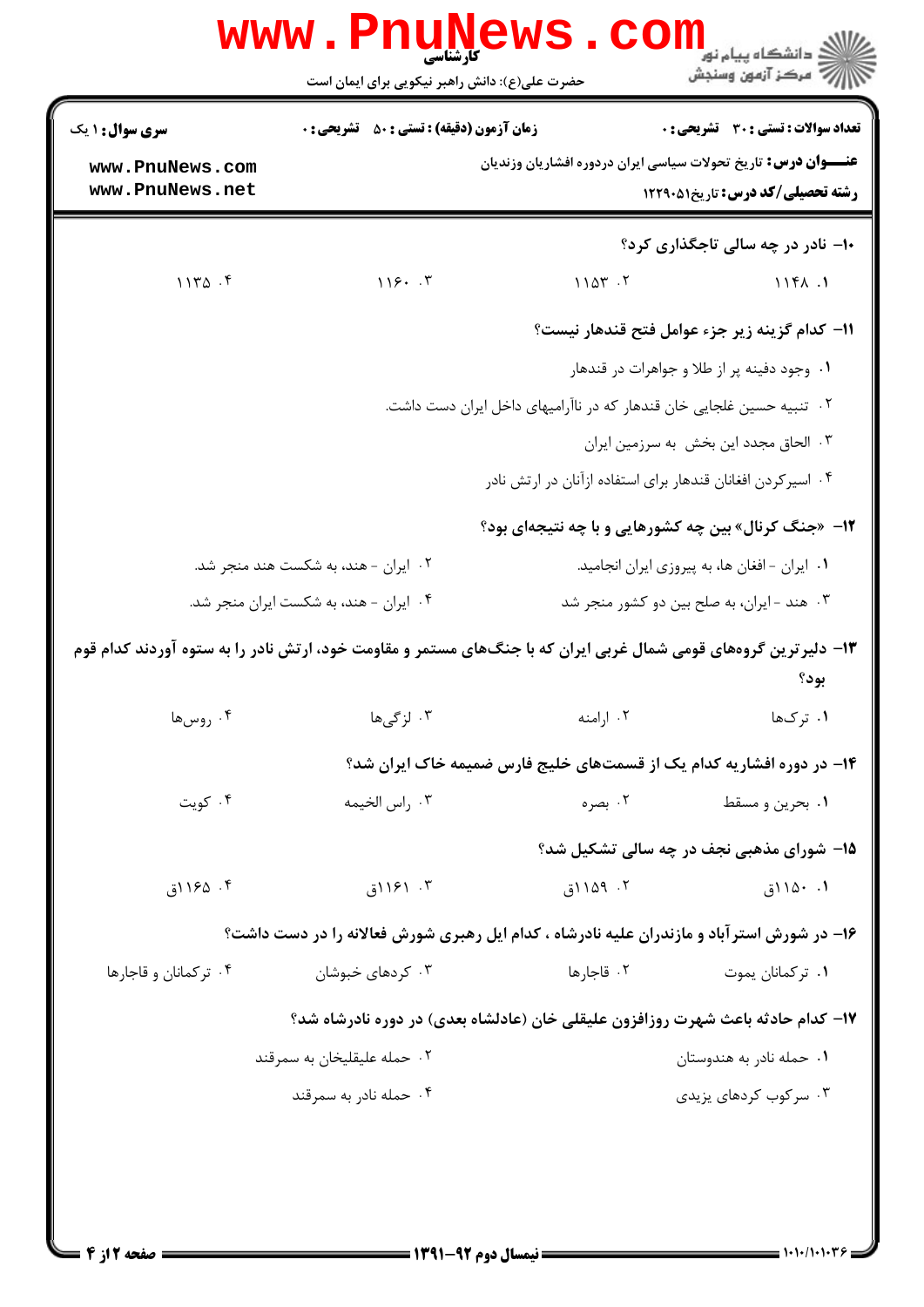**سری سوال:** ۱ یک

**زمان آزمون (دقیقه) : تستی : ۵۰ تشریحی : ۰**

**تعداد سوالات : تستی : ۳۰ تشریحی : ۰**

**عنـــوان درس:** تاریخ تحولات سیاسی ایران دردوره افشاریان وزندیان

**رشته تحصیلی/کد درس:** تاریخ۱۲۲۹۰۵۱

۱۰- نادر در چه سالی تاجگذاری کرد؟

۱. ۱۱۴۸ ۲. ۱۱۵۳ ۳. ۱۱۶۰ ۴. ۱۱۳۵

۱۱- کدام گزینه زیر جزء عوامل فتح قندهار نیست؟

۱. وجود دفینه پر از طلا و جواهرات در قندهار

۲. تنبیه حسین غلجایی خان قندهار که در ناآرامیهای داخل ایران دست داشت.

۳. الحاق مجدد این بخش به سرزمین ایران

۴. اسیرکردن افغانان قندهار برای استفاده ازآنان در ارتش نادر

۱۲- «جنگ کرنال» بین چه کشورهایی و با چه نتیجه‌ای بود؟

۱. ایران - افغان ها، به پیروزی ایران انجامید.

۲. ایران - هند، به شکست هند منجر شد.

۳. هند - ایران، به صلح بین دو کشور منجر شد

۴. ایران - هند، به شکست ایران منجر شد.

۱۳- دلیرترین گروه‌های قومی شمال غربی ایران که با جنگ‌های مستمر و مقاومت خود، ارتش نادر را به ستوه آوردند کدام قوم بود؟

۱. ترک‌ها ۲. ارامنه ۳. لزگی‌ها ۴. روس‌ها

۱۴- در دوره افشاریه کدام یک از قسمت‌های خلیج فارس ضمیمه خاک ایران شد؟

۱. بحرین و مسقط ۲. بصره ۳. راس الخیمه ۴. کویت

۱۵- شورای مذهبی نجف در چه سالی تشکیل شد؟

۱. ۱۱۵۰ق ۲. ۱۱۵۹ق ۳. ۱۱۶۱ق ۴. ۱۱۶۵ق

۱۶- در شورش استرآباد و مازندران علیه نادرشاه ، کدام ایل رهبری شورش فعالانه را در دست داشت؟

۱. ترکمانان یموت ۲. قاجارها ۳. کردهای خبوشان ۴. ترکمانان و قاجارها

۱۷- کدام حادثه باعث شهرت روزافزون علیقلی خان (عادلشاه بعدی) در دوره نادرشاه شد؟

۱. حمله نادر به هندوستان

۲. حمله علیقلیخان به سمرقند

۳. سرکوب کردهای یزیدی

۴. حمله نادر به سمرقند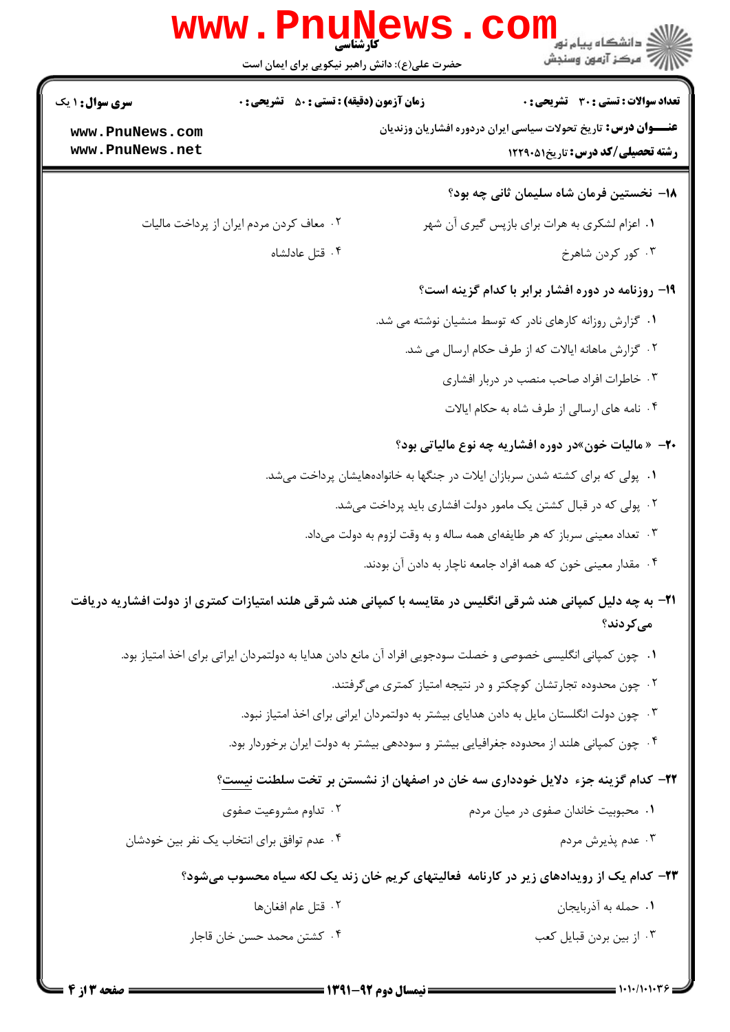**۱۸- نخستین فرمان شاه سلیمان ثانی چه بود؟**

۱. اعزام لشکری به هرات برای بازپس گیری آن شهر
۲. معاف کردن مردم ایران از پرداخت مالیات
۳. کور کردن شاهرخ
۴. قتل عادلشاه

**۱۹- روزنامه در دوره افشار برابر با کدام گزینه است؟**

۱. گزارش روزانه کارهای نادر که توسط منشیان نوشته می شد.
۲. گزارش ماهانه ایالات که از طرف حکام ارسال می شد.
۳. خاطرات افراد صاحب منصب در دربار افشاری
۴. نامه های ارسالی از طرف شاه به حکام ایالات

**۲۰- « مالیات خون»در دوره افشاریه چه نوع مالیاتی بود؟**

۱. پولی که برای کشته شدن سربازان ایلات در جنگها به خانواده‌هایشان پرداخت می‌شد.
۲. پولی که در قبال کشتن یک مامور دولت افشاری باید پرداخت می‌شد.
۳. تعداد معینی سرباز که هر طایفه‌ای همه ساله و به وقت لزوم به دولت می‌داد.
۴. مقدار معینی خون که همه افراد جامعه ناچار به دادن آن بودند.

**۲۱- به چه دلیل کمپانی هند شرقی انگلیس در مقایسه با کمپانی هند شرقی هلند امتیازات کمتری از دولت افشاریه دریافت می‌کردند؟**

۱. چون کمپانی انگلیسی خصوصی و خصلت سودجویی افراد آن مانع دادن هدایا به دولتمردان ایراتی برای اخذ امتیاز بود.
۲. چون محدوده تجارتشان کوچکتر و در نتیجه امتیاز کمتری می‌گرفتند.
۳. چون دولت انگلستان مایل به دادن هدایای بیشتر به دولتمردان ایرانی برای اخذ امتیاز نبود.
۴. چون کمپانی هلند از محدوده جغرافیایی بیشتر و سوددهی بیشتر به دولت ایران برخوردار بود.

**۲۲- کدام گزینه جزء دلایل خودداری سه خان در اصفهان از نشستن بر تخت سلطنت نیست؟**

۱. محبوبیت خاندان صفوی در میان مردم
۲. تداوم مشروعیت صفوی
۳. عدم پذیرش مردم
۴. عدم توافق برای انتخاب یک نفر بین خودشان

**۲۳- کدام یک از رویدادهای زیر در کارنامه فعالیتهای کریم خان زند یک لکه سیاه محسوب می‌شود؟**

۱. حمله به آذربایجان
۲. قتل عام افغان‌ها
۳. از بین بردن قبایل کعب
۴. کشتن محمد حسن خان قاجار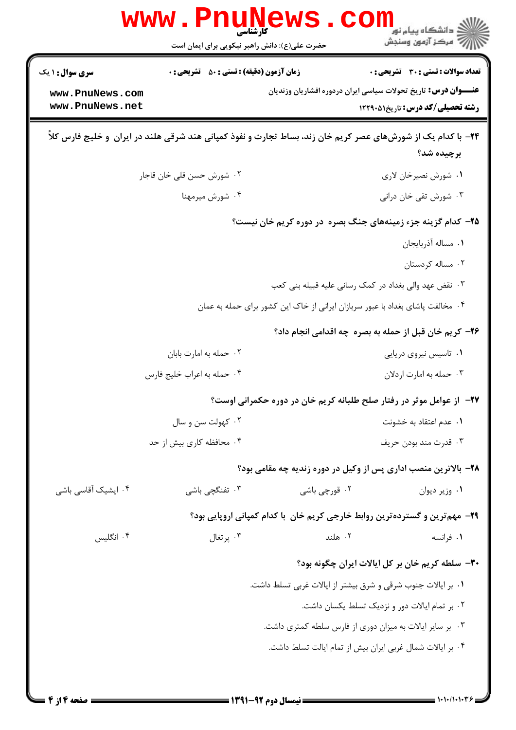**سری سوال:** ۱ یک | **زمان آزمون (دقیقه) : تستی :** ۵۰ **تشریحی :** ۰ | **تعداد سوالات : تستی :** ۳۰ **تشریحی :** ۰

**عنـــوان درس:** تاریخ تحولات سیاسی ایران دردوره افشاریان وزندیان

**رشته تحصیلی/کد درس:** تاریخ۱۲۲۹۰۵۱

**۲۴-** با کدام یک از شورش‌های عصر کریم خان زند، بساط تجارت و نفوذ کمپانی هند شرقی هلند در ایران و خلیج فارس کلاً برچیده شد؟

۱. شورش نصیرخان لاری
۲. شورش حسن قلی خان قاجار
۳. شورش تقی خان درانی
۴. شورش میرمهنا

**۲۵-** کدام گزینه جزء زمینه‌های جنگ بصره در دوره کریم خان نیست؟

۱. مساله آذربایجان
۲. مساله کردستان
۳. نقض عهد والی بغداد در کمک رسانی علیه قبیله بنی کعب
۴. مخالفت پاشای بغداد با عبور سربازان ایرانی از خاک این کشور برای حمله به عمان

**۲۶-** کریم خان قبل از حمله به بصره چه اقدامی انجام داد؟

۱. تاسیس نیروی دریایی
۲. حمله به امارت بابان
۳. حمله به امارت اردلان
۴. حمله به اعراب خلیج فارس

**۲۷-** از عوامل موثر در رفتار صلح طلبانه کریم خان در دوره حکمرانی اوست؟

۱. عدم اعتقاد به خشونت
۲. کهولت سن و سال
۳. قدرت مند بودن حریف
۴. محافظه کاری بیش از حد

**۲۸-** بالاترین منصب اداری پس از وکیل در دوره زندیه چه مقامی بود؟

۱. وزیر دیوان
۲. قورچی باشی
۳. تفنگچی باشی
۴. ایشیک آقاسی باشی

**۲۹-** مهم‌ترین و گسترده‌ترین روابط خارجی کریم خان با کدام کمپانی اروپایی بود؟

۱. فرانسه
۲. هلند
۳. پرتغال
۴. انگلیس

**۳۰-** سلطه کریم خان بر کل ایالات ایران چگونه بود؟

۱. بر ایالات جنوب شرقی و شرق بیشتر از ایالات غربی تسلط داشت.
۲. بر تمام ایالات دور و نزدیک تسلط یکسان داشت.
۳. بر سایر ایالات به میزان دوری از فارس سلطه کمتری داشت.
۴. بر ایالات شمال غربی ایران بیش از تمام ایالت تسلط داشت.